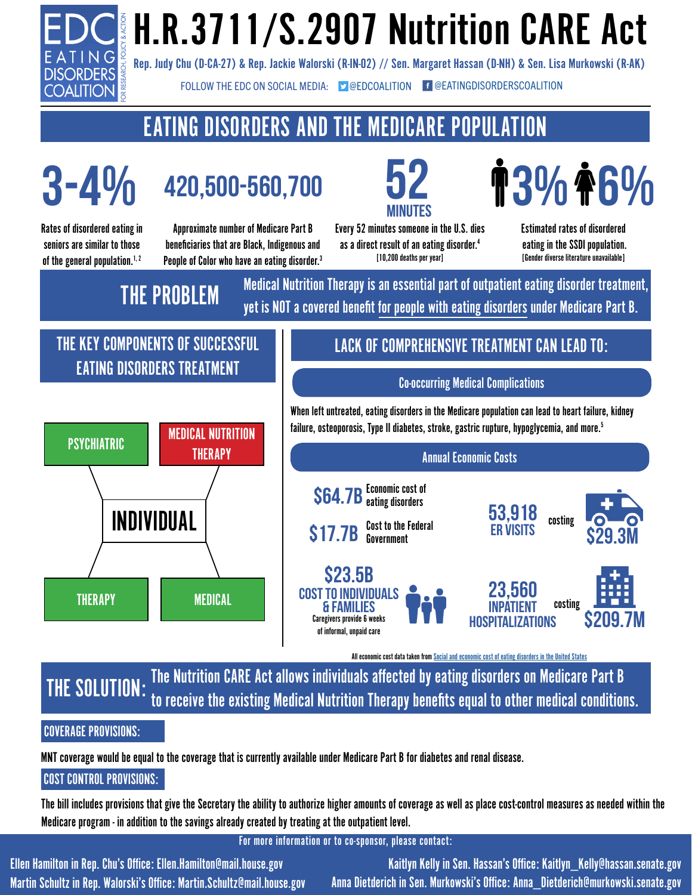EDC EATING DISORDERS COALITION FOR RESEARCH, POLICY & ACTION

# H.R.3711/S.2907 Nutrition CARE Act

Rep. Judy Chu (D-CA-27) & Rep. Jackie Walorski (R-IN-02) // Sen. Margaret Hassan (D-NH) & Sen. Lisa Murkowski (R-AK)

FOLLOW THE EDC ON SOCIAL MEDIA: @EDCOALITION @EATINGDISORDERSCOALITION

## EATING DISORDERS AND THE MEDICARE POPULATION

**3-4%**
Rates of disordered eating in seniors are similar to those of the general population.[1, 2]

**420,500-560,700**
Approximate number of Medicare Part B beneficiaries that are Black, Indigenous and People of Color who have an eating disorder.[3]

**52 MINUTES**
Every 52 minutes someone in the U.S. dies as a direct result of an eating disorder.[4]
[10,200 deaths per year]

**3% 6%**
Estimated rates of disordered eating in the SSDI population.
[Gender diverse literature unavailable]

## THE PROBLEM

Medical Nutrition Therapy is an essential part of outpatient eating disorder treatment, yet is NOT a covered benefit for people with eating disorders under Medicare Part B.

## THE KEY COMPONENTS OF SUCCESSFUL EATING DISORDERS TREATMENT

- PSYCHIATRIC
- MEDICAL NUTRITION THERAPY
- INDIVIDUAL
- THERAPY
- MEDICAL

## LACK OF COMPREHENSIVE TREATMENT CAN LEAD TO:

### Co-occurring Medical Complications

When left untreated, eating disorders in the Medicare population can lead to heart failure, kidney failure, osteoporosis, Type II diabetes, stroke, gastric rupture, hypoglycemia, and more.[5]

### Annual Economic Costs

- **$64.7B** Economic cost of eating disorders
- **$17.7B** Cost to the Federal Government
- **$23.5B** COST TO INDIVIDUALS & FAMILIES — Caregivers provide 6 weeks of informal, unpaid care
- **53,918 ER VISITS** costing **$29.3M**
- **23,560 INPATIENT HOSPITALIZATIONS** costing **$209.7M**

All economic cost data taken from Social and economic cost of eating disorders in the United States

## THE SOLUTION:

The Nutrition CARE Act allows individuals affected by eating disorders on Medicare Part B to receive the existing Medical Nutrition Therapy benefits equal to other medical conditions.

### COVERAGE PROVISIONS:

MNT coverage would be equal to the coverage that is currently available under Medicare Part B for diabetes and renal disease.

### COST CONTROL PROVISIONS:

The bill includes provisions that give the Secretary the ability to authorize higher amounts of coverage as well as place cost-control measures as needed within the Medicare program - in addition to the savings already created by treating at the outpatient level.

For more information or to co-sponsor, please contact:

Ellen Hamilton in Rep. Chu's Office: Ellen.Hamilton@mail.house.gov
Martin Schultz in Rep. Walorski's Office: Martin.Schultz@mail.house.gov
Kaitlyn Kelly in Sen. Hassan's Office: Kaitlyn_Kelly@hassan.senate.gov
Anna Dietderich in Sen. Murkowski's Office: Anna_Dietderich@murkowski.senate.gov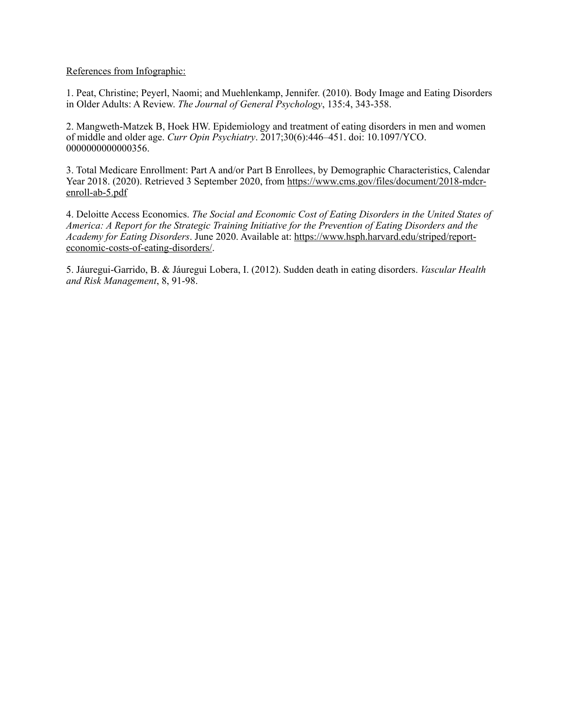References from Infographic:

1. Peat, Christine; Peyerl, Naomi; and Muehlenkamp, Jennifer. (2010). Body Image and Eating Disorders in Older Adults: A Review. *The Journal of General Psychology*, 135:4, 343-358.

2. Mangweth-Matzek B, Hoek HW. Epidemiology and treatment of eating disorders in men and women of middle and older age. *Curr Opin Psychiatry*. 2017;30(6):446–451. doi: 10.1097/YCO.0000000000000356.

3. Total Medicare Enrollment: Part A and/or Part B Enrollees, by Demographic Characteristics, Calendar Year 2018. (2020). Retrieved 3 September 2020, from https://www.cms.gov/files/document/2018-mdcr-enroll-ab-5.pdf

4. Deloitte Access Economics. *The Social and Economic Cost of Eating Disorders in the United States of America: A Report for the Strategic Training Initiative for the Prevention of Eating Disorders and the Academy for Eating Disorders*. June 2020. Available at: https://www.hsph.harvard.edu/striped/report-economic-costs-of-eating-disorders/.

5. Jáuregui-Garrido, B. & Jáuregui Lobera, I. (2012). Sudden death in eating disorders. *Vascular Health and Risk Management*, 8, 91-98.